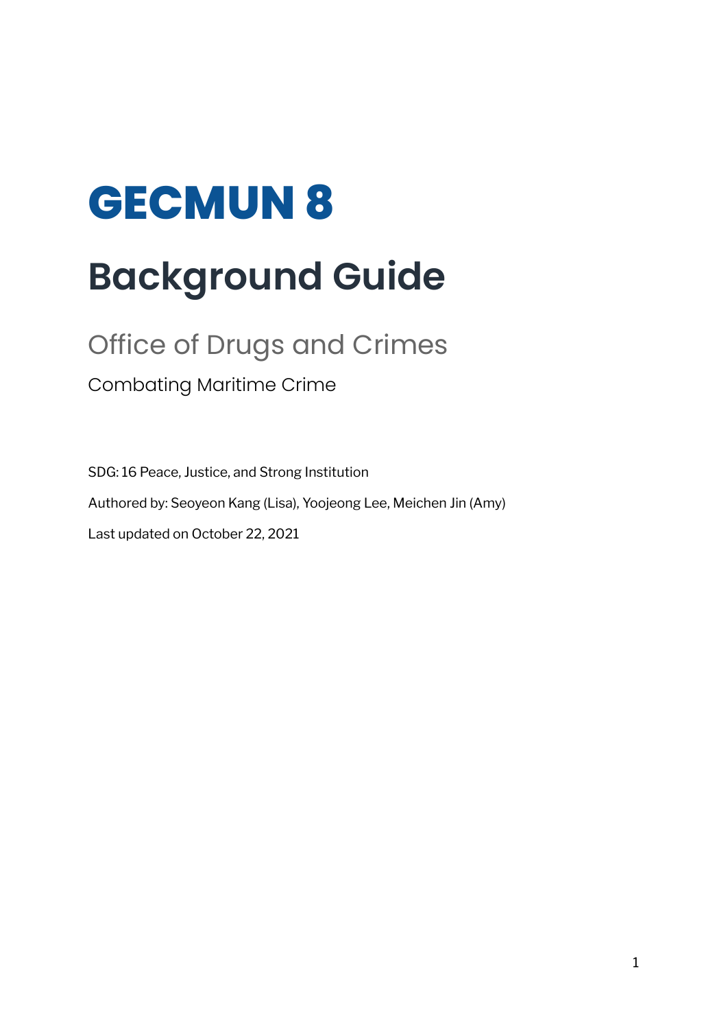# GECMUN 8

# Background Guide

## Office of Drugs and Crimes

### Combating Maritime Crime

SDG: 16 Peace, Justice, and Strong Institution

Authored by: Seoyeon Kang (Lisa), Yoojeong Lee, Meichen Jin (Amy)

Last updated on October 22, 2021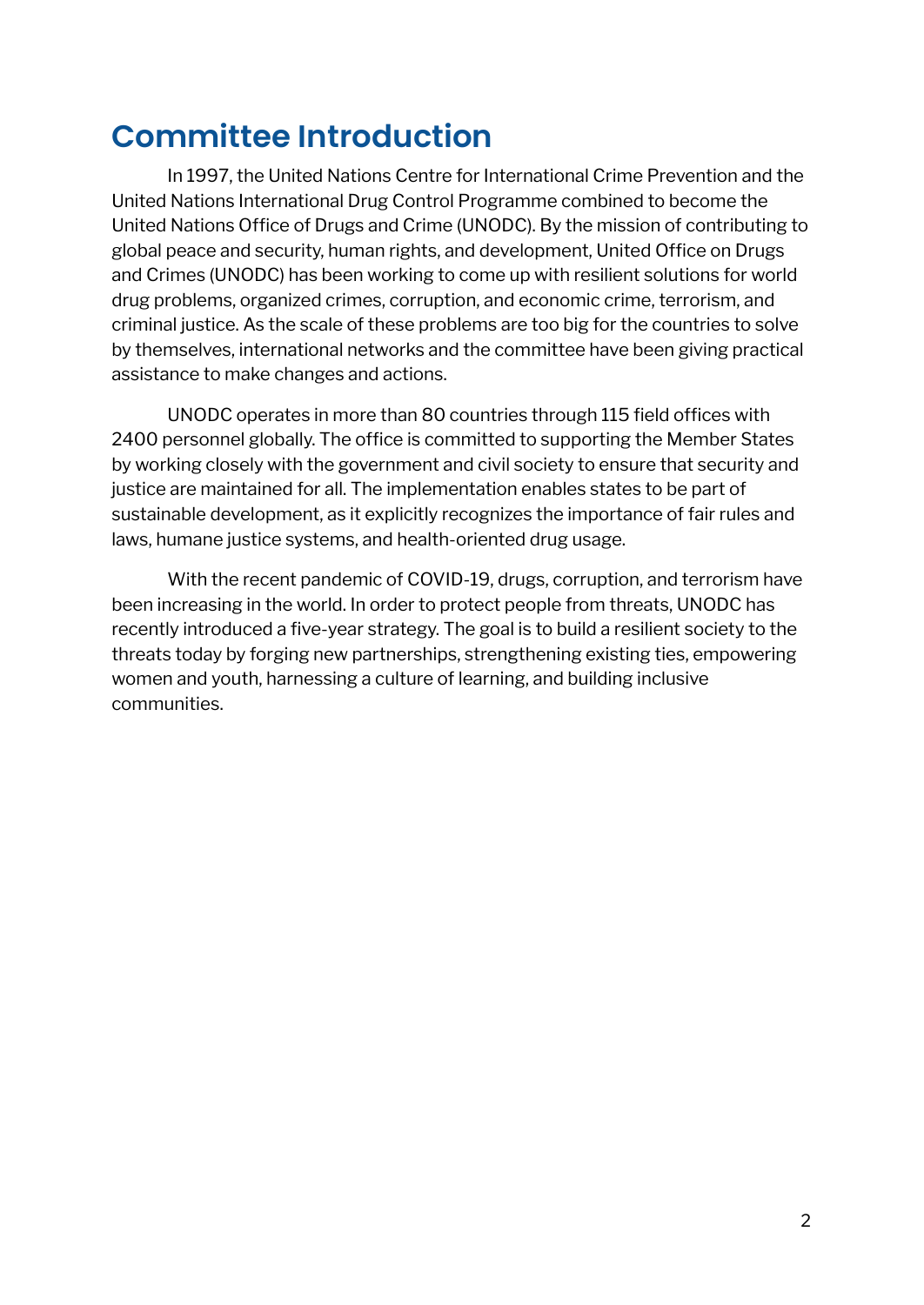# Committee Introduction

In 1997, the United Nations Centre for International Crime Prevention and the United Nations International Drug Control Programme combined to become the United Nations Office of Drugs and Crime (UNODC). By the mission of contributing to global peace and security, human rights, and development, United Office on Drugs and Crimes (UNODC) has been working to come up with resilient solutions for world drug problems, organized crimes, corruption, and economic crime, terrorism, and criminal justice. As the scale of these problems are too big for the countries to solve by themselves, international networks and the committee have been giving practical assistance to make changes and actions.

UNODC operates in more than 80 countries through 115 field offices with 2400 personnel globally. The office is committed to supporting the Member States by working closely with the government and civil society to ensure that security and justice are maintained for all. The implementation enables states to be part of sustainable development, as it explicitly recognizes the importance of fair rules and laws, humane justice systems, and health-oriented drug usage.

With the recent pandemic of COVID-19, drugs, corruption, and terrorism have been increasing in the world. In order to protect people from threats, UNODC has recently introduced a five-year strategy. The goal is to build a resilient society to the threats today by forging new partnerships, strengthening existing ties, empowering women and youth, harnessing a culture of learning, and building inclusive communities.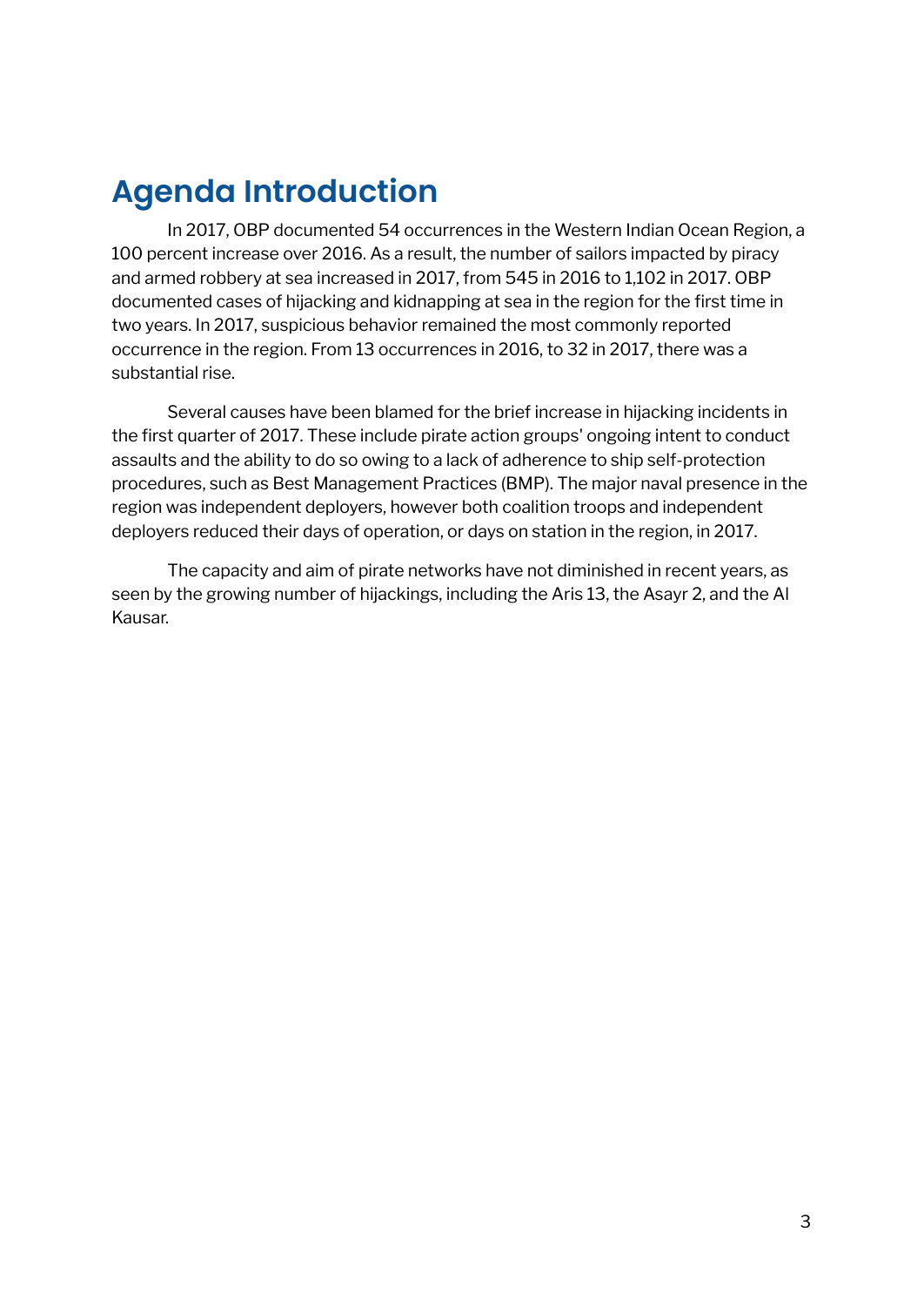# Agenda Introduction

In 2017, OBP documented 54 occurrences in the Western Indian Ocean Region, a 100 percent increase over 2016. As a result, the number of sailors impacted by piracy and armed robbery at sea increased in 2017, from 545 in 2016 to 1,102 in 2017. OBP documented cases of hijacking and kidnapping at sea in the region for the first time in two years. In 2017, suspicious behavior remained the most commonly reported occurrence in the region. From 13 occurrences in 2016, to 32 in 2017, there was a substantial rise.

Several causes have been blamed for the brief increase in hijacking incidents in the first quarter of 2017. These include pirate action groups' ongoing intent to conduct assaults and the ability to do so owing to a lack of adherence to ship self-protection procedures, such as Best Management Practices (BMP). The major naval presence in the region was independent deployers, however both coalition troops and independent deployers reduced their days of operation, or days on station in the region, in 2017.

The capacity and aim of pirate networks have not diminished in recent years, as seen by the growing number of hijackings, including the Aris 13, the Asayr 2, and the Al Kausar.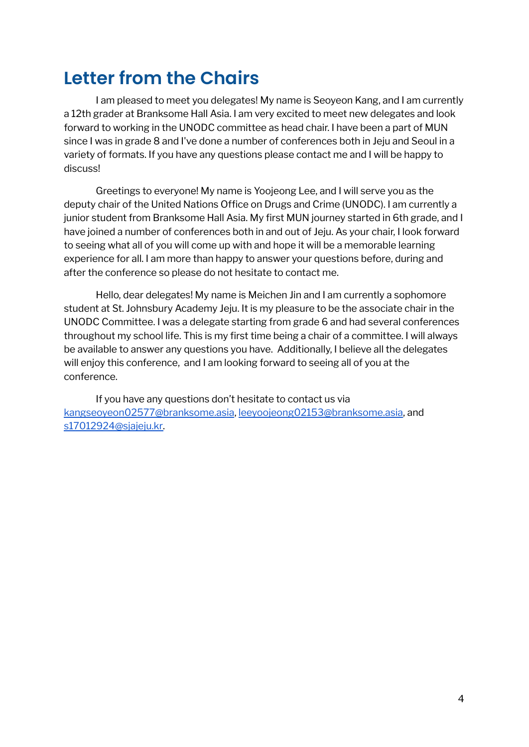# Letter from the Chairs

I am pleased to meet you delegates! My name is Seoyeon Kang, and I am currently a 12th grader at Branksome Hall Asia. I am very excited to meet new delegates and look forward to working in the UNODC committee as head chair. I have been a part of MUN since I was in grade 8 and I've done a number of conferences both in Jeju and Seoul in a variety of formats. If you have any questions please contact me and I will be happy to discuss!

Greetings to everyone! My name is Yoojeong Lee, and I will serve you as the deputy chair of the United Nations Office on Drugs and Crime (UNODC). I am currently a junior student from Branksome Hall Asia. My first MUN journey started in 6th grade, and I have joined a number of conferences both in and out of Jeju. As your chair, I look forward to seeing what all of you will come up with and hope it will be a memorable learning experience for all. I am more than happy to answer your questions before, during and after the conference so please do not hesitate to contact me.

Hello, dear delegates! My name is Meichen Jin and I am currently a sophomore student at St. Johnsbury Academy Jeju. It is my pleasure to be the associate chair in the UNODC Committee. I was a delegate starting from grade 6 and had several conferences throughout my school life. This is my first time being a chair of a committee. I will always be available to answer any questions you have. Additionally, I believe all the delegates will enjoy this conference, and I am looking forward to seeing all of you at the conference.

If you have any questions don't hesitate to contact us via kangseoyeon02577@branksome.asia, leeyoojeong02153@branksome.asia, and s17012924@sjajeju.kr.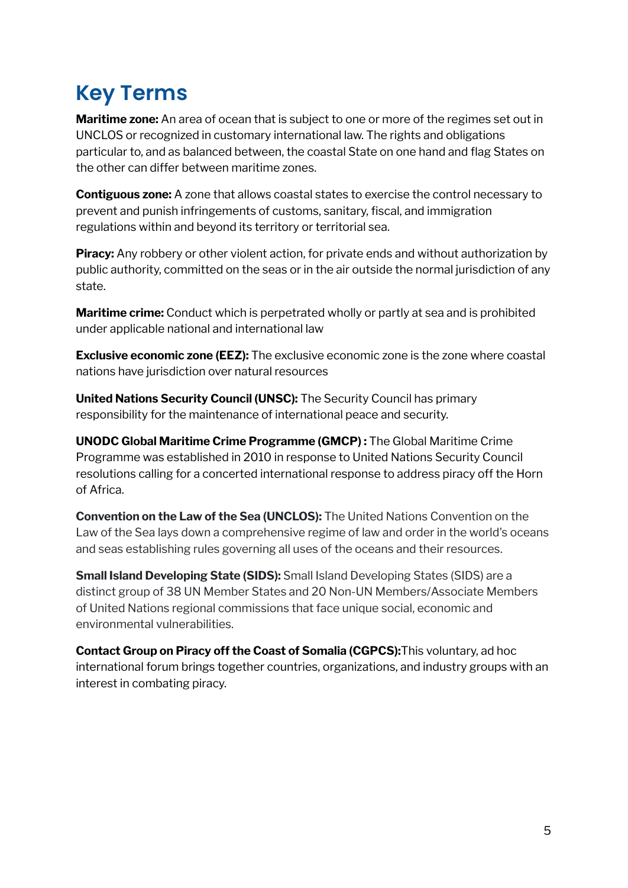# Key Terms

**Maritime zone:** An area of ocean that is subject to one or more of the regimes set out in UNCLOS or recognized in customary international law. The rights and obligations particular to, and as balanced between, the coastal State on one hand and flag States on the other can differ between maritime zones.

**Contiguous zone:** A zone that allows coastal states to exercise the control necessary to prevent and punish infringements of customs, sanitary, fiscal, and immigration regulations within and beyond its territory or territorial sea.

**Piracy:** Any robbery or other violent action, for private ends and without authorization by public authority, committed on the seas or in the air outside the normal jurisdiction of any state.

**Maritime crime:** Conduct which is perpetrated wholly or partly at sea and is prohibited under applicable national and international law

**Exclusive economic zone (EEZ):** The exclusive economic zone is the zone where coastal nations have jurisdiction over natural resources

**United Nations Security Council (UNSC):** The Security Council has primary responsibility for the maintenance of international peace and security.

**UNODC Global Maritime Crime Programme (GMCP) :** The Global Maritime Crime Programme was established in 2010 in response to United Nations Security Council resolutions calling for a concerted international response to address piracy off the Horn of Africa.

**Convention on the Law of the Sea (UNCLOS):** The United Nations Convention on the Law of the Sea lays down a comprehensive regime of law and order in the world's oceans and seas establishing rules governing all uses of the oceans and their resources.

**Small Island Developing State (SIDS):** Small Island Developing States (SIDS) are a distinct group of 38 UN Member States and 20 Non-UN Members/Associate Members of United Nations regional commissions that face unique social, economic and environmental vulnerabilities.

**Contact Group on Piracy off the Coast of Somalia (CGPCS):**This voluntary, ad hoc international forum brings together countries, organizations, and industry groups with an interest in combating piracy.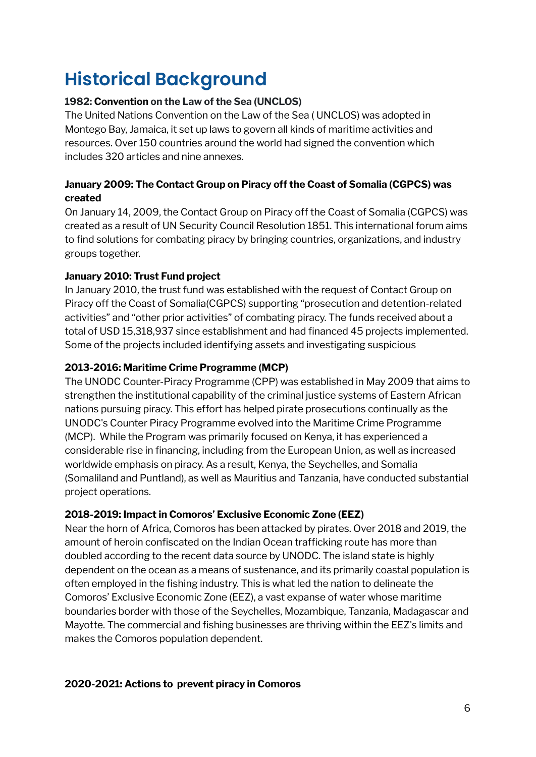# Historical Background

**1982: Convention on the Law of the Sea (UNCLOS)**

The United Nations Convention on the Law of the Sea ( UNCLOS) was adopted in Montego Bay, Jamaica, it set up laws to govern all kinds of maritime activities and resources. Over 150 countries around the world had signed the convention which includes 320 articles and nine annexes.

**January 2009: The Contact Group on Piracy off the Coast of Somalia (CGPCS) was created**

On January 14, 2009, the Contact Group on Piracy off the Coast of Somalia (CGPCS) was created as a result of UN Security Council Resolution 1851. This international forum aims to find solutions for combating piracy by bringing countries, organizations, and industry groups together.

**January 2010: Trust Fund project**

In January 2010, the trust fund was established with the request of Contact Group on Piracy off the Coast of Somalia(CGPCS) supporting "prosecution and detention-related activities" and "other prior activities" of combating piracy. The funds received about a total of USD 15,318,937 since establishment and had financed 45 projects implemented. Some of the projects included identifying assets and investigating suspicious

**2013-2016: Maritime Crime Programme (MCP)**

The UNODC Counter-Piracy Programme (CPP) was established in May 2009 that aims to strengthen the institutional capability of the criminal justice systems of Eastern African nations pursuing piracy. This effort has helped pirate prosecutions continually as the UNODC's Counter Piracy Programme evolved into the Maritime Crime Programme (MCP). While the Program was primarily focused on Kenya, it has experienced a considerable rise in financing, including from the European Union, as well as increased worldwide emphasis on piracy. As a result, Kenya, the Seychelles, and Somalia (Somaliland and Puntland), as well as Mauritius and Tanzania, have conducted substantial project operations.

**2018-2019: Impact in Comoros' Exclusive Economic Zone (EEZ)**

Near the horn of Africa, Comoros has been attacked by pirates. Over 2018 and 2019, the amount of heroin confiscated on the Indian Ocean trafficking route has more than doubled according to the recent data source by UNODC. The island state is highly dependent on the ocean as a means of sustenance, and its primarily coastal population is often employed in the fishing industry. This is what led the nation to delineate the Comoros' Exclusive Economic Zone (EEZ), a vast expanse of water whose maritime boundaries border with those of the Seychelles, Mozambique, Tanzania, Madagascar and Mayotte. The commercial and fishing businesses are thriving within the EEZ's limits and makes the Comoros population dependent.

**2020-2021: Actions to prevent piracy in Comoros**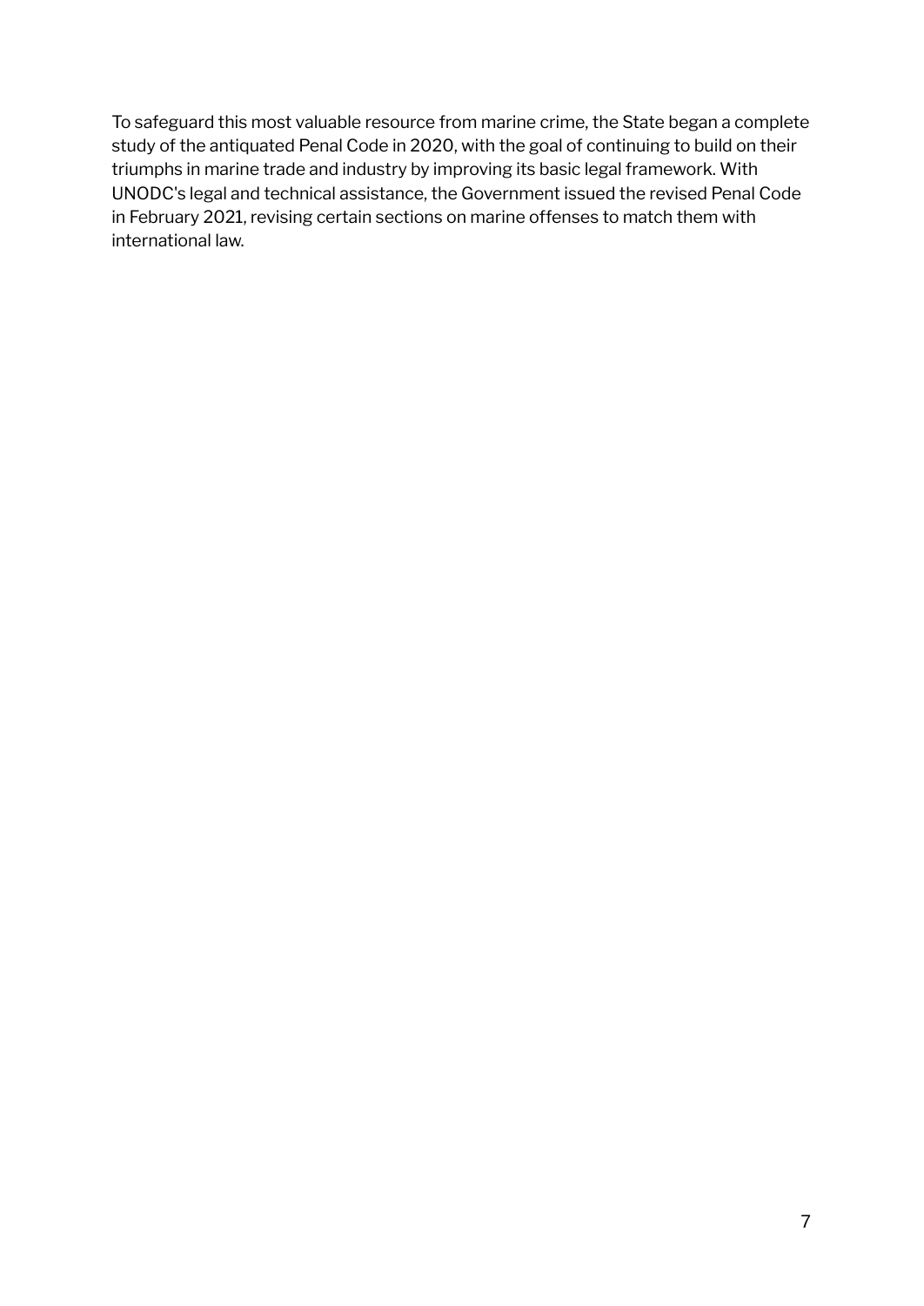To safeguard this most valuable resource from marine crime, the State began a complete study of the antiquated Penal Code in 2020, with the goal of continuing to build on their triumphs in marine trade and industry by improving its basic legal framework. With UNODC's legal and technical assistance, the Government issued the revised Penal Code in February 2021, revising certain sections on marine offenses to match them with international law.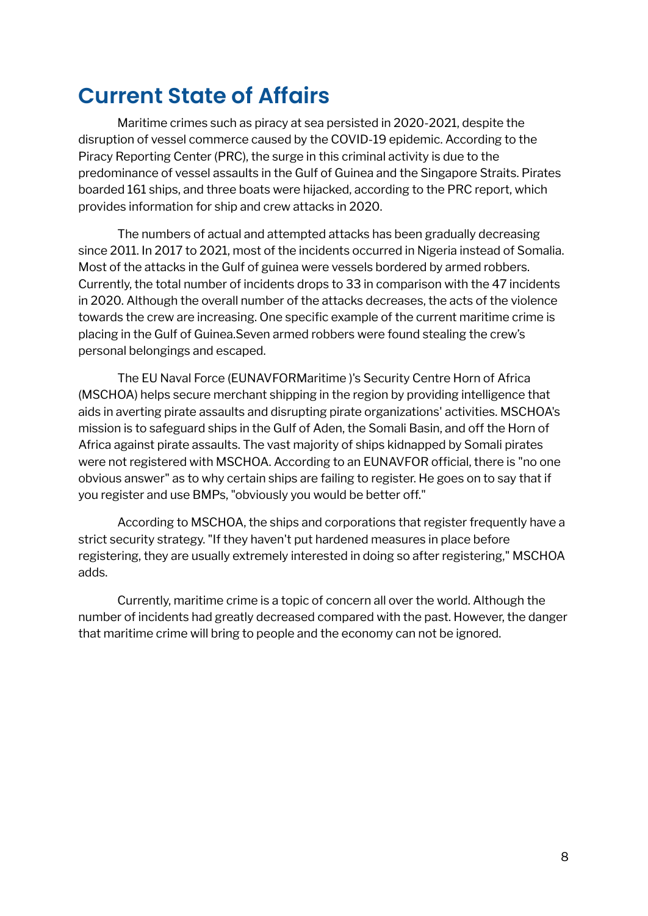# Current State of Affairs

Maritime crimes such as piracy at sea persisted in 2020-2021, despite the disruption of vessel commerce caused by the COVID-19 epidemic. According to the Piracy Reporting Center (PRC), the surge in this criminal activity is due to the predominance of vessel assaults in the Gulf of Guinea and the Singapore Straits. Pirates boarded 161 ships, and three boats were hijacked, according to the PRC report, which provides information for ship and crew attacks in 2020.

The numbers of actual and attempted attacks has been gradually decreasing since 2011. In 2017 to 2021, most of the incidents occurred in Nigeria instead of Somalia. Most of the attacks in the Gulf of guinea were vessels bordered by armed robbers. Currently, the total number of incidents drops to 33 in comparison with the 47 incidents in 2020. Although the overall number of the attacks decreases, the acts of the violence towards the crew are increasing. One specific example of the current maritime crime is placing in the Gulf of Guinea.Seven armed robbers were found stealing the crew's personal belongings and escaped.

The EU Naval Force (EUNAVFORMaritime )'s Security Centre Horn of Africa (MSCHOA) helps secure merchant shipping in the region by providing intelligence that aids in averting pirate assaults and disrupting pirate organizations' activities. MSCHOA's mission is to safeguard ships in the Gulf of Aden, the Somali Basin, and off the Horn of Africa against pirate assaults. The vast majority of ships kidnapped by Somali pirates were not registered with MSCHOA. According to an EUNAVFOR official, there is "no one obvious answer" as to why certain ships are failing to register. He goes on to say that if you register and use BMPs, "obviously you would be better off."

According to MSCHOA, the ships and corporations that register frequently have a strict security strategy. "If they haven't put hardened measures in place before registering, they are usually extremely interested in doing so after registering," MSCHOA adds.

Currently, maritime crime is a topic of concern all over the world. Although the number of incidents had greatly decreased compared with the past. However, the danger that maritime crime will bring to people and the economy can not be ignored.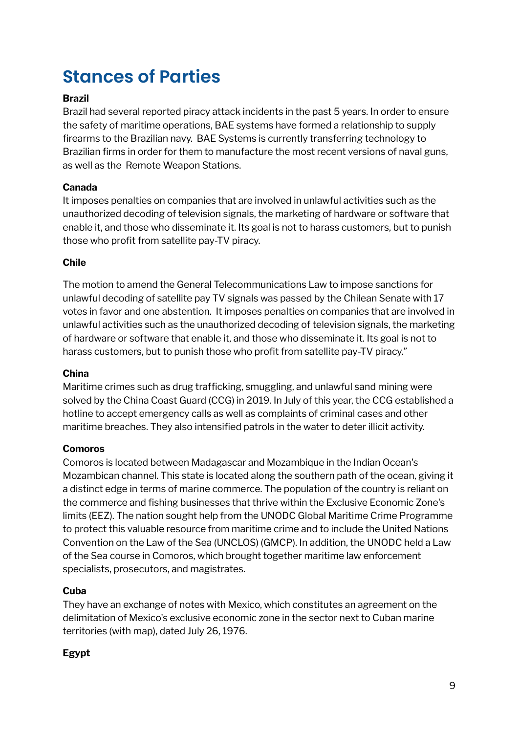# Stances of Parties

**Brazil**

Brazil had several reported piracy attack incidents in the past 5 years. In order to ensure the safety of maritime operations, BAE systems have formed a relationship to supply firearms to the Brazilian navy. BAE Systems is currently transferring technology to Brazilian firms in order for them to manufacture the most recent versions of naval guns, as well as the Remote Weapon Stations.

**Canada**

It imposes penalties on companies that are involved in unlawful activities such as the unauthorized decoding of television signals, the marketing of hardware or software that enable it, and those who disseminate it. Its goal is not to harass customers, but to punish those who profit from satellite pay-TV piracy.

**Chile**

The motion to amend the General Telecommunications Law to impose sanctions for unlawful decoding of satellite pay TV signals was passed by the Chilean Senate with 17 votes in favor and one abstention. It imposes penalties on companies that are involved in unlawful activities such as the unauthorized decoding of television signals, the marketing of hardware or software that enable it, and those who disseminate it. Its goal is not to harass customers, but to punish those who profit from satellite pay-TV piracy."

**China**

Maritime crimes such as drug trafficking, smuggling, and unlawful sand mining were solved by the China Coast Guard (CCG) in 2019. In July of this year, the CCG established a hotline to accept emergency calls as well as complaints of criminal cases and other maritime breaches. They also intensified patrols in the water to deter illicit activity.

**Comoros**

Comoros is located between Madagascar and Mozambique in the Indian Ocean's Mozambican channel. This state is located along the southern path of the ocean, giving it a distinct edge in terms of marine commerce. The population of the country is reliant on the commerce and fishing businesses that thrive within the Exclusive Economic Zone's limits (EEZ). The nation sought help from the UNODC Global Maritime Crime Programme to protect this valuable resource from maritime crime and to include the United Nations Convention on the Law of the Sea (UNCLOS) (GMCP). In addition, the UNODC held a Law of the Sea course in Comoros, which brought together maritime law enforcement specialists, prosecutors, and magistrates.

**Cuba**

They have an exchange of notes with Mexico, which constitutes an agreement on the delimitation of Mexico's exclusive economic zone in the sector next to Cuban marine territories (with map), dated July 26, 1976.

**Egypt**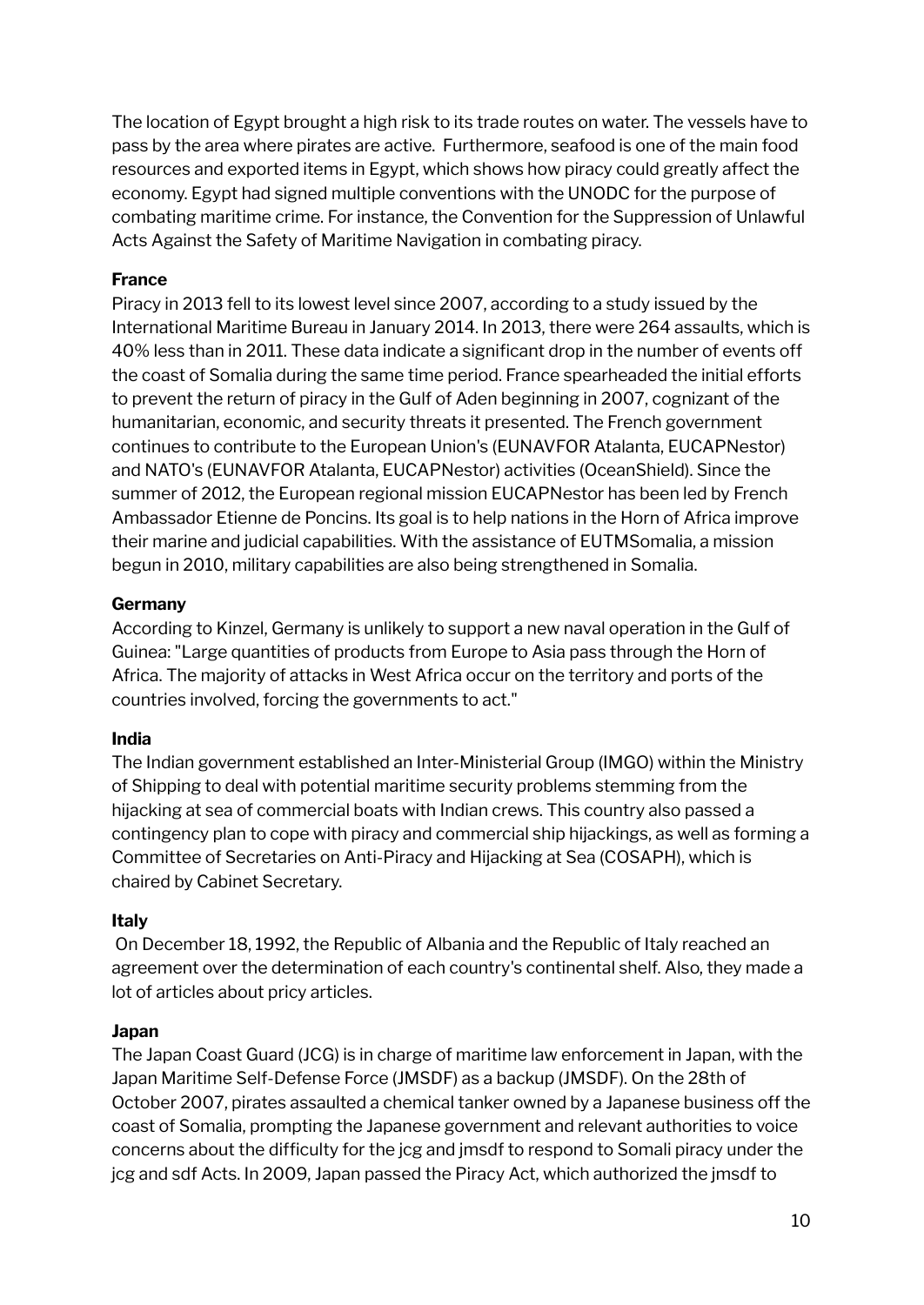The location of Egypt brought a high risk to its trade routes on water. The vessels have to pass by the area where pirates are active. Furthermore, seafood is one of the main food resources and exported items in Egypt, which shows how piracy could greatly affect the economy. Egypt had signed multiple conventions with the UNODC for the purpose of combating maritime crime. For instance, the Convention for the Suppression of Unlawful Acts Against the Safety of Maritime Navigation in combating piracy.

**France**

Piracy in 2013 fell to its lowest level since 2007, according to a study issued by the International Maritime Bureau in January 2014. In 2013, there were 264 assaults, which is 40% less than in 2011. These data indicate a significant drop in the number of events off the coast of Somalia during the same time period. France spearheaded the initial efforts to prevent the return of piracy in the Gulf of Aden beginning in 2007, cognizant of the humanitarian, economic, and security threats it presented. The French government continues to contribute to the European Union's (EUNAVFOR Atalanta, EUCAPNestor) and NATO's (EUNAVFOR Atalanta, EUCAPNestor) activities (OceanShield). Since the summer of 2012, the European regional mission EUCAPNestor has been led by French Ambassador Etienne de Poncins. Its goal is to help nations in the Horn of Africa improve their marine and judicial capabilities. With the assistance of EUTMSomalia, a mission begun in 2010, military capabilities are also being strengthened in Somalia.

**Germany**

According to Kinzel, Germany is unlikely to support a new naval operation in the Gulf of Guinea: "Large quantities of products from Europe to Asia pass through the Horn of Africa. The majority of attacks in West Africa occur on the territory and ports of the countries involved, forcing the governments to act."

**India**

The Indian government established an Inter-Ministerial Group (IMGO) within the Ministry of Shipping to deal with potential maritime security problems stemming from the hijacking at sea of commercial boats with Indian crews. This country also passed a contingency plan to cope with piracy and commercial ship hijackings, as well as forming a Committee of Secretaries on Anti-Piracy and Hijacking at Sea (COSAPH), which is chaired by Cabinet Secretary.

**Italy**

On December 18, 1992, the Republic of Albania and the Republic of Italy reached an agreement over the determination of each country's continental shelf. Also, they made a lot of articles about pricy articles.

**Japan**

The Japan Coast Guard (JCG) is in charge of maritime law enforcement in Japan, with the Japan Maritime Self-Defense Force (JMSDF) as a backup (JMSDF). On the 28th of October 2007, pirates assaulted a chemical tanker owned by a Japanese business off the coast of Somalia, prompting the Japanese government and relevant authorities to voice concerns about the difficulty for the jcg and jmsdf to respond to Somali piracy under the jcg and sdf Acts. In 2009, Japan passed the Piracy Act, which authorized the jmsdf to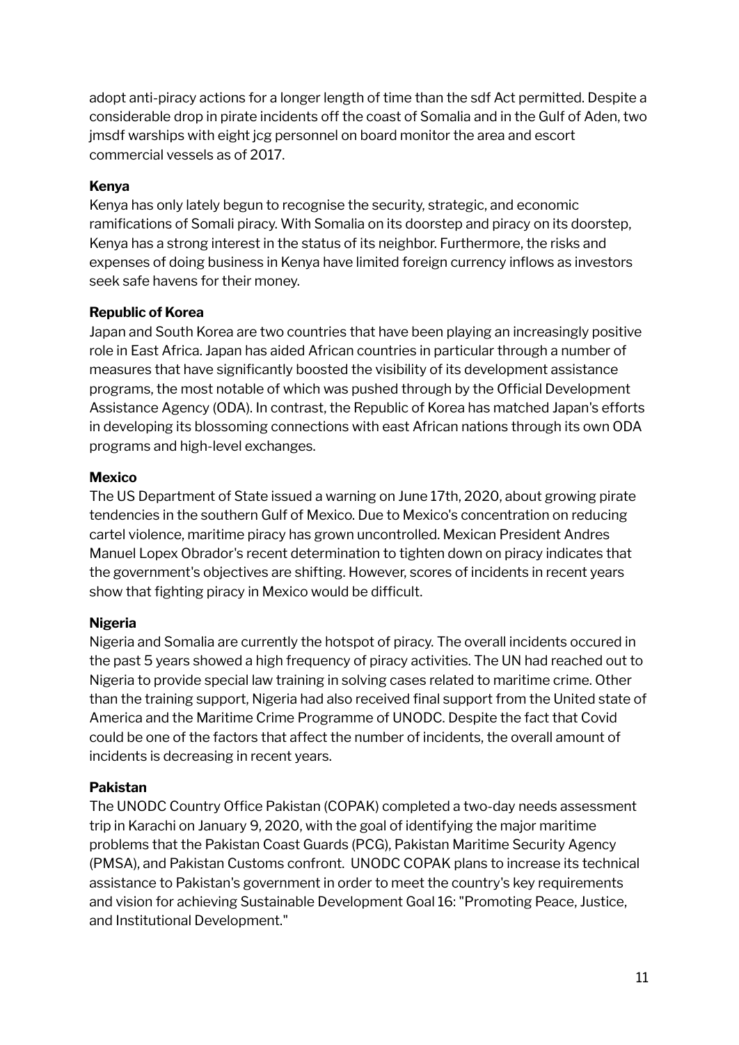adopt anti-piracy actions for a longer length of time than the sdf Act permitted. Despite a considerable drop in pirate incidents off the coast of Somalia and in the Gulf of Aden, two jmsdf warships with eight jcg personnel on board monitor the area and escort commercial vessels as of 2017.

**Kenya**

Kenya has only lately begun to recognise the security, strategic, and economic ramifications of Somali piracy. With Somalia on its doorstep and piracy on its doorstep, Kenya has a strong interest in the status of its neighbor. Furthermore, the risks and expenses of doing business in Kenya have limited foreign currency inflows as investors seek safe havens for their money.

**Republic of Korea**

Japan and South Korea are two countries that have been playing an increasingly positive role in East Africa. Japan has aided African countries in particular through a number of measures that have significantly boosted the visibility of its development assistance programs, the most notable of which was pushed through by the Official Development Assistance Agency (ODA). In contrast, the Republic of Korea has matched Japan's efforts in developing its blossoming connections with east African nations through its own ODA programs and high-level exchanges.

**Mexico**

The US Department of State issued a warning on June 17th, 2020, about growing pirate tendencies in the southern Gulf of Mexico. Due to Mexico's concentration on reducing cartel violence, maritime piracy has grown uncontrolled. Mexican President Andres Manuel Lopex Obrador's recent determination to tighten down on piracy indicates that the government's objectives are shifting. However, scores of incidents in recent years show that fighting piracy in Mexico would be difficult.

**Nigeria**

Nigeria and Somalia are currently the hotspot of piracy. The overall incidents occured in the past 5 years showed a high frequency of piracy activities. The UN had reached out to Nigeria to provide special law training in solving cases related to maritime crime. Other than the training support, Nigeria had also received final support from the United state of America and the Maritime Crime Programme of UNODC. Despite the fact that Covid could be one of the factors that affect the number of incidents, the overall amount of incidents is decreasing in recent years.

**Pakistan**

The UNODC Country Office Pakistan (COPAK) completed a two-day needs assessment trip in Karachi on January 9, 2020, with the goal of identifying the major maritime problems that the Pakistan Coast Guards (PCG), Pakistan Maritime Security Agency (PMSA), and Pakistan Customs confront. UNODC COPAK plans to increase its technical assistance to Pakistan's government in order to meet the country's key requirements and vision for achieving Sustainable Development Goal 16: "Promoting Peace, Justice, and Institutional Development."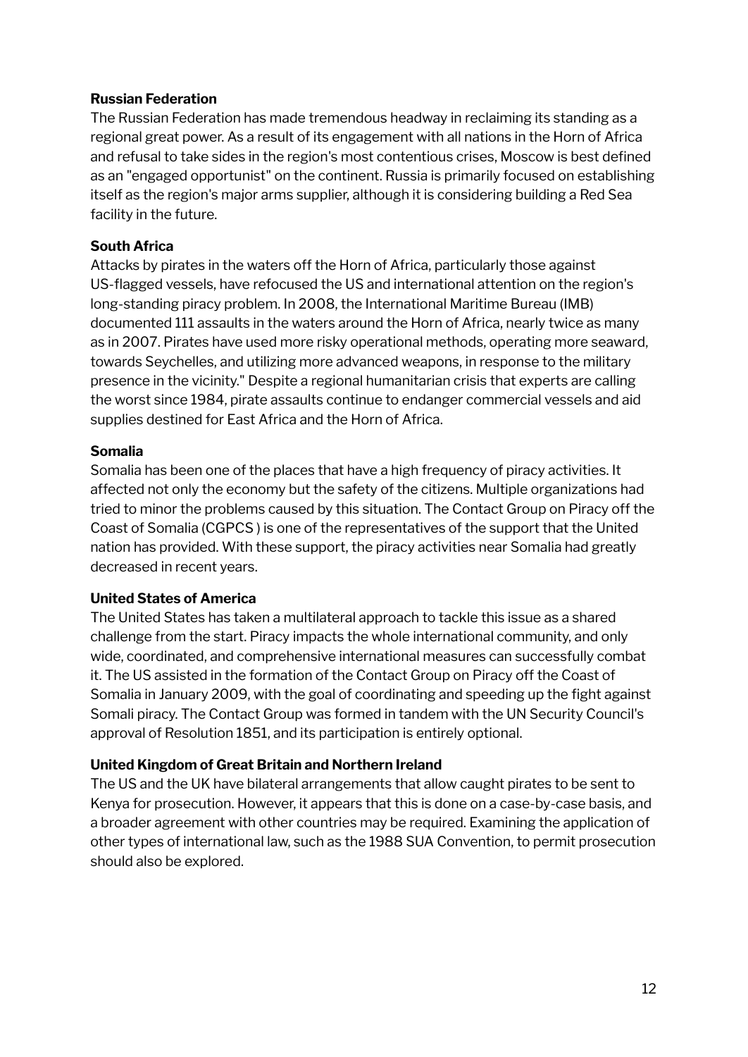**Russian Federation**

The Russian Federation has made tremendous headway in reclaiming its standing as a regional great power. As a result of its engagement with all nations in the Horn of Africa and refusal to take sides in the region's most contentious crises, Moscow is best defined as an "engaged opportunist" on the continent. Russia is primarily focused on establishing itself as the region's major arms supplier, although it is considering building a Red Sea facility in the future.

**South Africa**

Attacks by pirates in the waters off the Horn of Africa, particularly those against US-flagged vessels, have refocused the US and international attention on the region's long-standing piracy problem. In 2008, the International Maritime Bureau (IMB) documented 111 assaults in the waters around the Horn of Africa, nearly twice as many as in 2007. Pirates have used more risky operational methods, operating more seaward, towards Seychelles, and utilizing more advanced weapons, in response to the military presence in the vicinity." Despite a regional humanitarian crisis that experts are calling the worst since 1984, pirate assaults continue to endanger commercial vessels and aid supplies destined for East Africa and the Horn of Africa.

**Somalia**

Somalia has been one of the places that have a high frequency of piracy activities. It affected not only the economy but the safety of the citizens. Multiple organizations had tried to minor the problems caused by this situation. The Contact Group on Piracy off the Coast of Somalia (CGPCS ) is one of the representatives of the support that the United nation has provided. With these support, the piracy activities near Somalia had greatly decreased in recent years.

**United States of America**

The United States has taken a multilateral approach to tackle this issue as a shared challenge from the start. Piracy impacts the whole international community, and only wide, coordinated, and comprehensive international measures can successfully combat it. The US assisted in the formation of the Contact Group on Piracy off the Coast of Somalia in January 2009, with the goal of coordinating and speeding up the fight against Somali piracy. The Contact Group was formed in tandem with the UN Security Council's approval of Resolution 1851, and its participation is entirely optional.

**United Kingdom of Great Britain and Northern Ireland**

The US and the UK have bilateral arrangements that allow caught pirates to be sent to Kenya for prosecution. However, it appears that this is done on a case-by-case basis, and a broader agreement with other countries may be required. Examining the application of other types of international law, such as the 1988 SUA Convention, to permit prosecution should also be explored.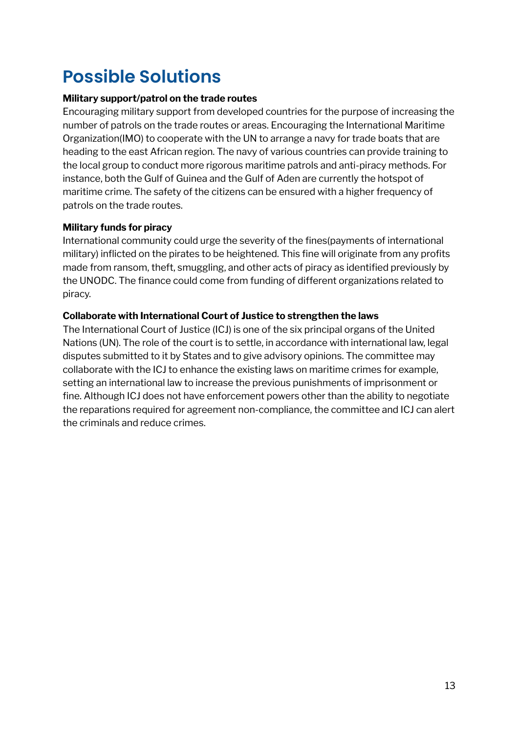# Possible Solutions

**Military support/patrol on the trade routes**

Encouraging military support from developed countries for the purpose of increasing the number of patrols on the trade routes or areas. Encouraging the International Maritime Organization(IMO) to cooperate with the UN to arrange a navy for trade boats that are heading to the east African region. The navy of various countries can provide training to the local group to conduct more rigorous maritime patrols and anti-piracy methods. For instance, both the Gulf of Guinea and the Gulf of Aden are currently the hotspot of maritime crime. The safety of the citizens can be ensured with a higher frequency of patrols on the trade routes.

**Military funds for piracy**

International community could urge the severity of the fines(payments of international military) inflicted on the pirates to be heightened. This fine will originate from any profits made from ransom, theft, smuggling, and other acts of piracy as identified previously by the UNODC. The finance could come from funding of different organizations related to piracy.

**Collaborate with International Court of Justice to strengthen the laws**

The International Court of Justice (ICJ) is one of the six principal organs of the United Nations (UN). The role of the court is to settle, in accordance with international law, legal disputes submitted to it by States and to give advisory opinions. The committee may collaborate with the ICJ to enhance the existing laws on maritime crimes for example, setting an international law to increase the previous punishments of imprisonment or fine. Although ICJ does not have enforcement powers other than the ability to negotiate the reparations required for agreement non-compliance, the committee and ICJ can alert the criminals and reduce crimes.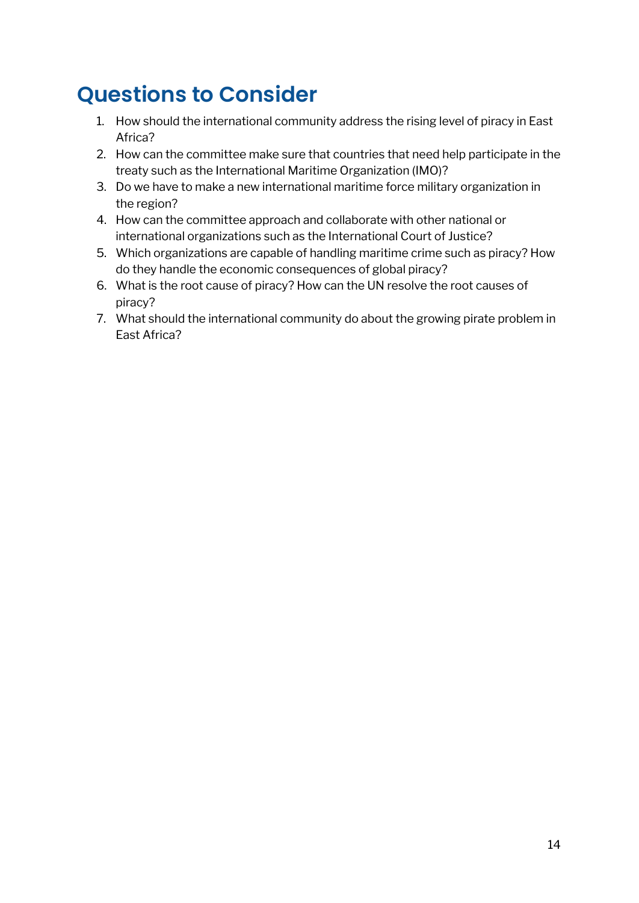# Questions to Consider

1. How should the international community address the rising level of piracy in East Africa?
2. How can the committee make sure that countries that need help participate in the treaty such as the International Maritime Organization (IMO)?
3. Do we have to make a new international maritime force military organization in the region?
4. How can the committee approach and collaborate with other national or international organizations such as the International Court of Justice?
5. Which organizations are capable of handling maritime crime such as piracy? How do they handle the economic consequences of global piracy?
6. What is the root cause of piracy? How can the UN resolve the root causes of piracy?
7. What should the international community do about the growing pirate problem in East Africa?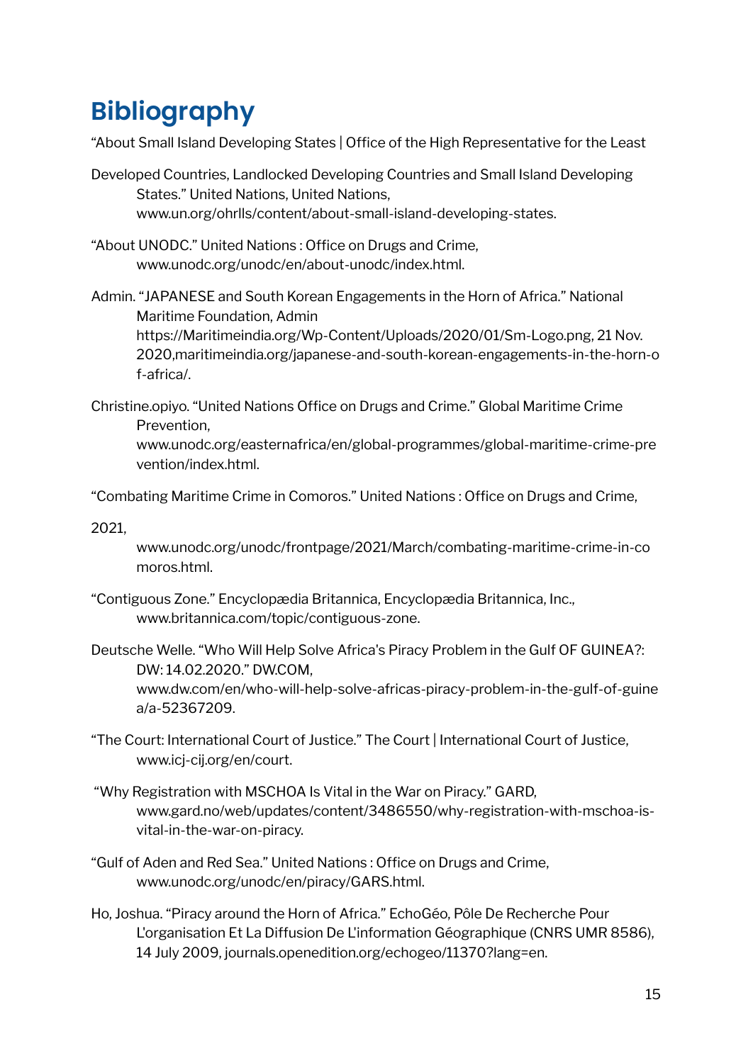# Bibliography

"About Small Island Developing States | Office of the High Representative for the Least

Developed Countries, Landlocked Developing Countries and Small Island Developing States." United Nations, United Nations, www.un.org/ohrlls/content/about-small-island-developing-states.

"About UNODC." United Nations : Office on Drugs and Crime, www.unodc.org/unodc/en/about-unodc/index.html.

Admin. "JAPANESE and South Korean Engagements in the Horn of Africa." National Maritime Foundation, Admin https://Maritimeindia.org/Wp-Content/Uploads/2020/01/Sm-Logo.png, 21 Nov. 2020,maritimeindia.org/japanese-and-south-korean-engagements-in-the-horn-of-africa/.

Christine.opiyo. "United Nations Office on Drugs and Crime." Global Maritime Crime Prevention, www.unodc.org/easternafrica/en/global-programmes/global-maritime-crime-prevention/index.html.

"Combating Maritime Crime in Comoros." United Nations : Office on Drugs and Crime,

2021, www.unodc.org/unodc/frontpage/2021/March/combating-maritime-crime-in-comoros.html.

"Contiguous Zone." Encyclopædia Britannica, Encyclopædia Britannica, Inc., www.britannica.com/topic/contiguous-zone.

Deutsche Welle. "Who Will Help Solve Africa's Piracy Problem in the Gulf OF GUINEA?: DW: 14.02.2020." DW.COM, www.dw.com/en/who-will-help-solve-africas-piracy-problem-in-the-gulf-of-guinea/a-52367209.

"The Court: International Court of Justice." The Court | International Court of Justice, www.icj-cij.org/en/court.

"Why Registration with MSCHOA Is Vital in the War on Piracy." GARD, www.gard.no/web/updates/content/3486550/why-registration-with-mschoa-is-vital-in-the-war-on-piracy.

"Gulf of Aden and Red Sea." United Nations : Office on Drugs and Crime, www.unodc.org/unodc/en/piracy/GARS.html.

Ho, Joshua. "Piracy around the Horn of Africa." EchoGéo, Pôle De Recherche Pour L'organisation Et La Diffusion De L'information Géographique (CNRS UMR 8586), 14 July 2009, journals.openedition.org/echogeo/11370?lang=en.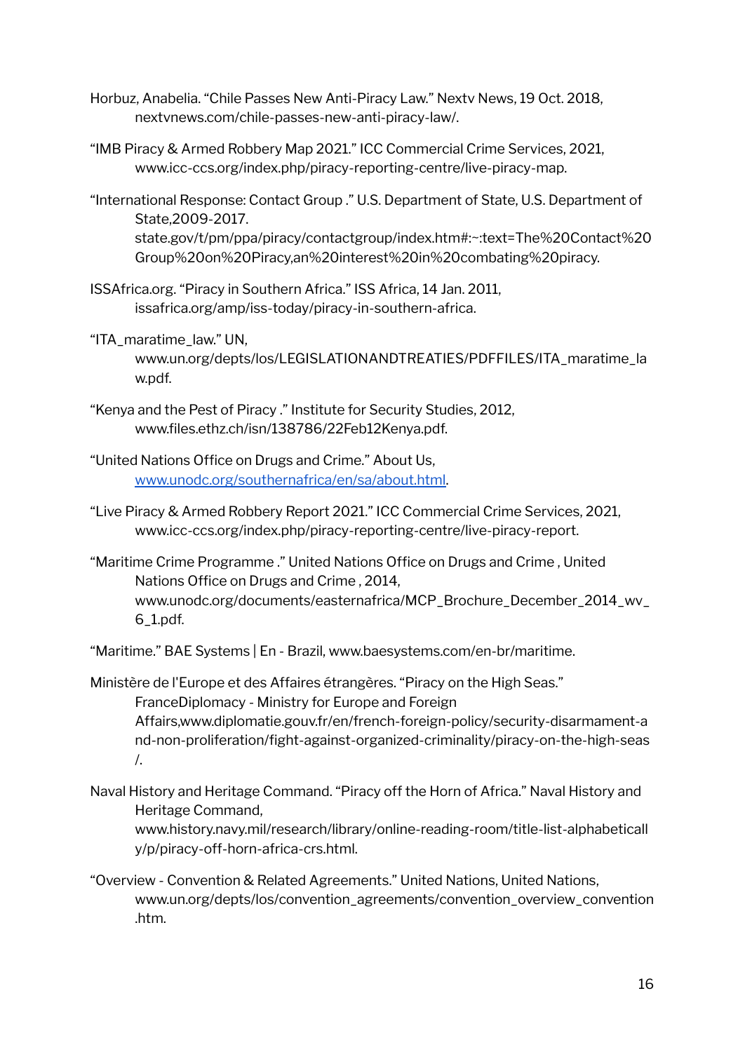Horbuz, Anabelia. "Chile Passes New Anti-Piracy Law." Nextv News, 19 Oct. 2018, nextvnews.com/chile-passes-new-anti-piracy-law/.

"IMB Piracy & Armed Robbery Map 2021." ICC Commercial Crime Services, 2021, www.icc-ccs.org/index.php/piracy-reporting-centre/live-piracy-map.

"International Response: Contact Group ." U.S. Department of State, U.S. Department of State,2009-2017. state.gov/t/pm/ppa/piracy/contactgroup/index.htm#:~:text=The%20Contact%20Group%20on%20Piracy,an%20interest%20in%20combating%20piracy.

ISSAfrica.org. "Piracy in Southern Africa." ISS Africa, 14 Jan. 2011, issafrica.org/amp/iss-today/piracy-in-southern-africa.

"ITA_maratime_law." UN, www.un.org/depts/los/LEGISLATIONANDTREATIES/PDFFILES/ITA_maratime_law.pdf.

"Kenya and the Pest of Piracy ." Institute for Security Studies, 2012, www.files.ethz.ch/isn/138786/22Feb12Kenya.pdf.

"United Nations Office on Drugs and Crime." About Us, [www.unodc.org/southernafrica/en/sa/about.html](www.unodc.org/southernafrica/en/sa/about.html).

"Live Piracy & Armed Robbery Report 2021." ICC Commercial Crime Services, 2021, www.icc-ccs.org/index.php/piracy-reporting-centre/live-piracy-report.

"Maritime Crime Programme ." United Nations Office on Drugs and Crime , United Nations Office on Drugs and Crime , 2014, www.unodc.org/documents/easternafrica/MCP_Brochure_December_2014_wv_6_1.pdf.

"Maritime." BAE Systems | En - Brazil, www.baesystems.com/en-br/maritime.

Ministère de l'Europe et des Affaires étrangères. "Piracy on the High Seas." FranceDiplomacy - Ministry for Europe and Foreign Affairs,www.diplomatie.gouv.fr/en/french-foreign-policy/security-disarmament-and-non-proliferation/fight-against-organized-criminality/piracy-on-the-high-seas/.

Naval History and Heritage Command. "Piracy off the Horn of Africa." Naval History and Heritage Command, www.history.navy.mil/research/library/online-reading-room/title-list-alphabetically/p/piracy-off-horn-africa-crs.html.

"Overview - Convention & Related Agreements." United Nations, United Nations, www.un.org/depts/los/convention_agreements/convention_overview_convention.htm.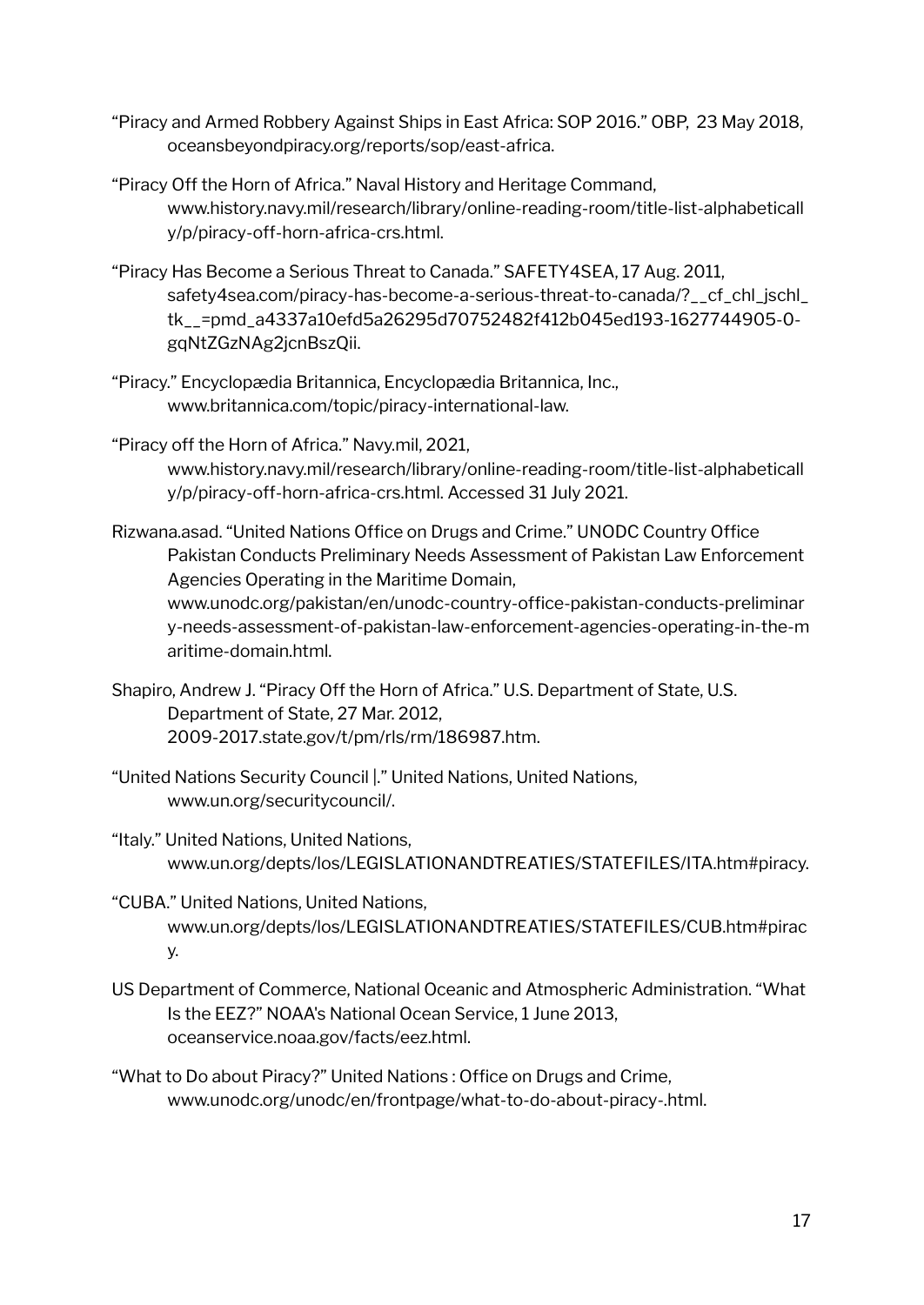"Piracy and Armed Robbery Against Ships in East Africa: SOP 2016." OBP, 23 May 2018, oceansbeyondpiracy.org/reports/sop/east-africa.

"Piracy Off the Horn of Africa." Naval History and Heritage Command, www.history.navy.mil/research/library/online-reading-room/title-list-alphabetically/p/piracy-off-horn-africa-crs.html.

"Piracy Has Become a Serious Threat to Canada." SAFETY4SEA, 17 Aug. 2011, safety4sea.com/piracy-has-become-a-serious-threat-to-canada/?__cf_chl_jschl_tk__=pmd_a4337a10efd5a26295d70752482f412b045ed193-1627744905-0-gqNtZGzNAg2jcnBszQii.

"Piracy." Encyclopædia Britannica, Encyclopædia Britannica, Inc., www.britannica.com/topic/piracy-international-law.

"Piracy off the Horn of Africa." Navy.mil, 2021, www.history.navy.mil/research/library/online-reading-room/title-list-alphabetically/p/piracy-off-horn-africa-crs.html. Accessed 31 July 2021.

Rizwana.asad. "United Nations Office on Drugs and Crime." UNODC Country Office Pakistan Conducts Preliminary Needs Assessment of Pakistan Law Enforcement Agencies Operating in the Maritime Domain, www.unodc.org/pakistan/en/unodc-country-office-pakistan-conducts-preliminary-needs-assessment-of-pakistan-law-enforcement-agencies-operating-in-the-maritime-domain.html.

Shapiro, Andrew J. "Piracy Off the Horn of Africa." U.S. Department of State, U.S. Department of State, 27 Mar. 2012, 2009-2017.state.gov/t/pm/rls/rm/186987.htm.

"United Nations Security Council |." United Nations, United Nations, www.un.org/securitycouncil/.

"Italy." United Nations, United Nations, www.un.org/depts/los/LEGISLATIONANDTREATIES/STATEFILES/ITA.htm#piracy.

"CUBA." United Nations, United Nations, www.un.org/depts/los/LEGISLATIONANDTREATIES/STATEFILES/CUB.htm#piracy.

US Department of Commerce, National Oceanic and Atmospheric Administration. "What Is the EEZ?" NOAA's National Ocean Service, 1 June 2013, oceanservice.noaa.gov/facts/eez.html.

"What to Do about Piracy?" United Nations : Office on Drugs and Crime, www.unodc.org/unodc/en/frontpage/what-to-do-about-piracy-.html.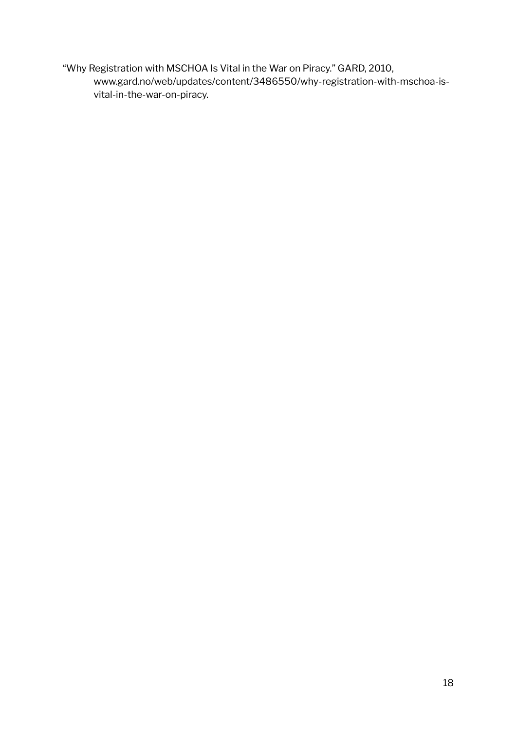“Why Registration with MSCHOA Is Vital in the War on Piracy.” GARD, 2010, www.gard.no/web/updates/content/3486550/why-registration-with-mschoa-is-vital-in-the-war-on-piracy.